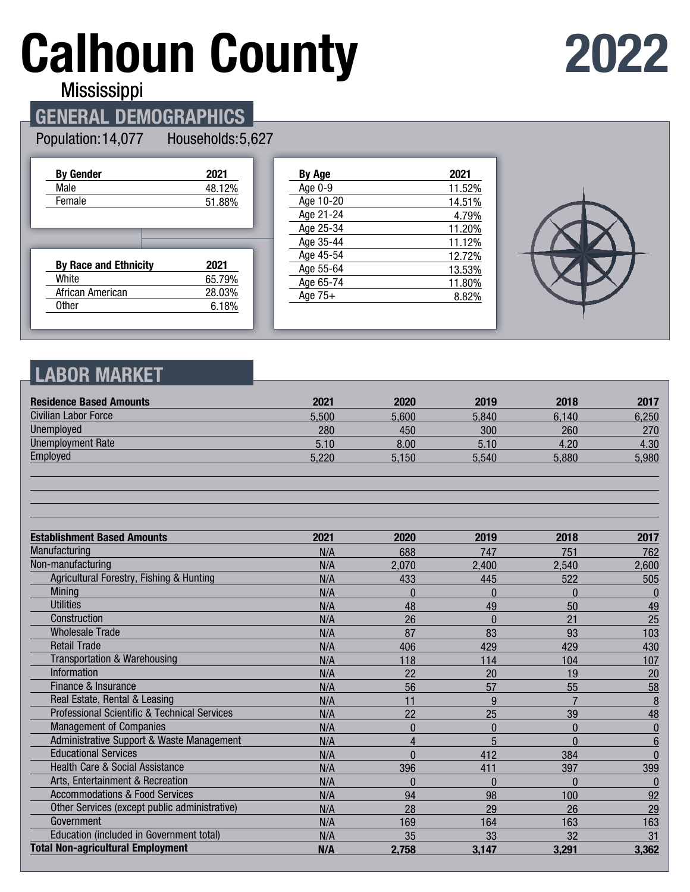# Calhoun County

Mississippi

# 2022

## GENERAL DEMOGRAPHICS

Population: 14,077 Households: 5,627

| By Gender | 2021 |
| --- | --- |
| Male | 48.12% |
| Female | 51.88% |

| By Race and Ethnicity | 2021 |
| --- | --- |
| White | 65.79% |
| African American | 28.03% |
| Other | 6.18% |

| By Age | 2021 |
| --- | --- |
| Age 0-9 | 11.52% |
| Age 10-20 | 14.51% |
| Age 21-24 | 4.79% |
| Age 25-34 | 11.20% |
| Age 35-44 | 11.12% |
| Age 45-54 | 12.72% |
| Age 55-64 | 13.53% |
| Age 65-74 | 11.80% |
| Age 75+ | 8.82% |

## LABOR MARKET

| Residence Based Amounts | 2021 | 2020 | 2019 | 2018 | 2017 |
| --- | --- | --- | --- | --- | --- |
| Civilian Labor Force | 5,500 | 5,600 | 5,840 | 6,140 | 6,250 |
| Unemployed | 280 | 450 | 300 | 260 | 270 |
| Unemployment Rate | 5.10 | 8.00 | 5.10 | 4.20 | 4.30 |
| Employed | 5,220 | 5,150 | 5,540 | 5,880 | 5,980 |

| Establishment Based Amounts | 2021 | 2020 | 2019 | 2018 | 2017 |
| --- | --- | --- | --- | --- | --- |
| Manufacturing | N/A | 688 | 747 | 751 | 762 |
| Non-manufacturing | N/A | 2,070 | 2,400 | 2,540 | 2,600 |
| Agricultural Forestry, Fishing & Hunting | N/A | 433 | 445 | 522 | 505 |
| Mining | N/A | 0 | 0 | 0 | 0 |
| Utilities | N/A | 48 | 49 | 50 | 49 |
| Construction | N/A | 26 | 0 | 21 | 25 |
| Wholesale Trade | N/A | 87 | 83 | 93 | 103 |
| Retail Trade | N/A | 406 | 429 | 429 | 430 |
| Transportation & Warehousing | N/A | 118 | 114 | 104 | 107 |
| Information | N/A | 22 | 20 | 19 | 20 |
| Finance & Insurance | N/A | 56 | 57 | 55 | 58 |
| Real Estate, Rental & Leasing | N/A | 11 | 9 | 7 | 8 |
| Professional Scientific & Technical Services | N/A | 22 | 25 | 39 | 48 |
| Management of Companies | N/A | 0 | 0 | 0 | 0 |
| Administrative Support & Waste Management | N/A | 4 | 5 | 0 | 6 |
| Educational Services | N/A | 0 | 412 | 384 | 0 |
| Health Care & Social Assistance | N/A | 396 | 411 | 397 | 399 |
| Arts, Entertainment & Recreation | N/A | 0 | 0 | 0 | 0 |
| Accommodations & Food Services | N/A | 94 | 98 | 100 | 92 |
| Other Services (except public administrative) | N/A | 28 | 29 | 26 | 29 |
| Government | N/A | 169 | 164 | 163 | 163 |
| Education (included in Government total) | N/A | 35 | 33 | 32 | 31 |
| **Total Non-agricultural Employment** | **N/A** | **2,758** | **3,147** | **3,291** | **3,362** |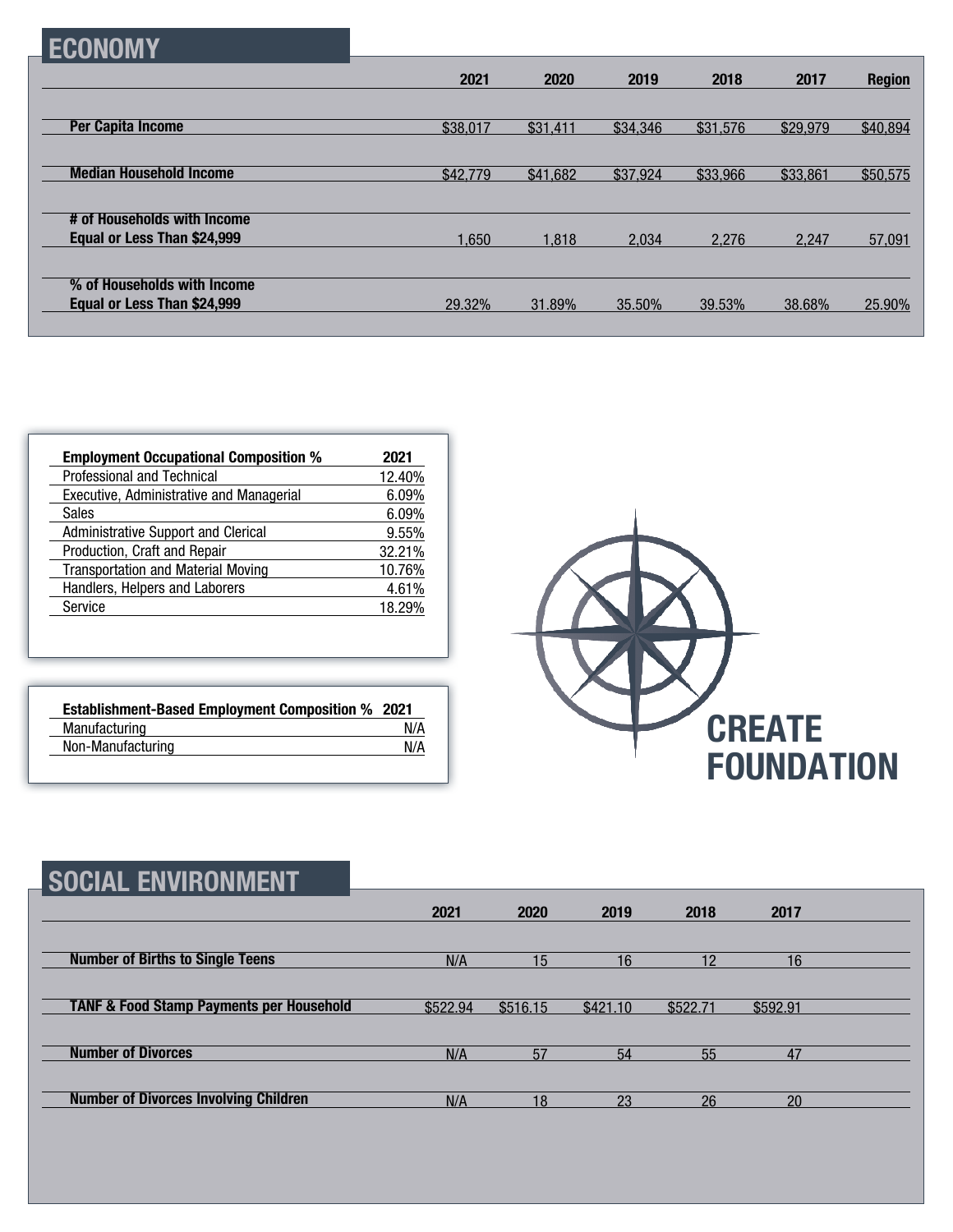## ECONOMY

| | 2021 | 2020 | 2019 | 2018 | 2017 | Region |
|---|---|---|---|---|---|---|
| **Per Capita Income** | $38,017 | $31,411 | $34,346 | $31,576 | $29,979 | $40,894 |
| **Median Household Income** | $42,779 | $41,682 | $37,924 | $33,966 | $33,861 | $50,575 |
| **# of Households with Income Equal or Less Than $24,999** | 1,650 | 1,818 | 2,034 | 2,276 | 2,247 | 57,091 |
| **% of Households with Income Equal or Less Than $24,999** | 29.32% | 31.89% | 35.50% | 39.53% | 38.68% | 25.90% |

| **Employment Occupational Composition %** | **2021** |
|---|---|
| Professional and Technical | 12.40% |
| Executive, Administrative and Managerial | 6.09% |
| Sales | 6.09% |
| Administrative Support and Clerical | 9.55% |
| Production, Craft and Repair | 32.21% |
| Transportation and Material Moving | 10.76% |
| Handlers, Helpers and Laborers | 4.61% |
| Service | 18.29% |

| **Establishment-Based Employment Composition %** | **2021** |
|---|---|
| Manufacturing | N/A |
| Non-Manufacturing | N/A |

**CREATE FOUNDATION**

## SOCIAL ENVIRONMENT

| | 2021 | 2020 | 2019 | 2018 | 2017 |
|---|---|---|---|---|---|
| **Number of Births to Single Teens** | N/A | 15 | 16 | 12 | 16 |
| **TANF & Food Stamp Payments per Household** | $522.94 | $516.15 | $421.10 | $522.71 | $592.91 |
| **Number of Divorces** | N/A | 57 | 54 | 55 | 47 |
| **Number of Divorces Involving Children** | N/A | 18 | 23 | 26 | 20 |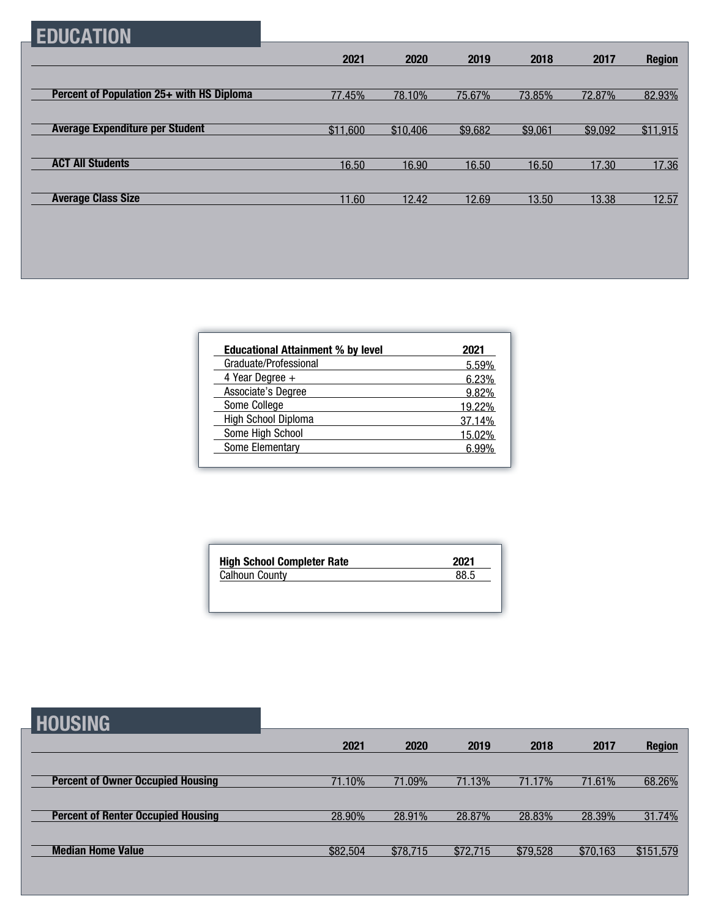## EDUCATION

| | 2021 | 2020 | 2019 | 2018 | 2017 | Region |
|---|---|---|---|---|---|---|
| **Percent of Population 25+ with HS Diploma** | 77.45% | 78.10% | 75.67% | 73.85% | 72.87% | 82.93% |
| **Average Expenditure per Student** | $11,600 | $10,406 | $9,682 | $9,061 | $9,092 | $11,915 |
| **ACT All Students** | 16.50 | 16.90 | 16.50 | 16.50 | 17.30 | 17.36 |
| **Average Class Size** | 11.60 | 12.42 | 12.69 | 13.50 | 13.38 | 12.57 |

| Educational Attainment % by level | 2021 |
|---|---|
| Graduate/Professional | 5.59% |
| 4 Year Degree + | 6.23% |
| Associate's Degree | 9.82% |
| Some College | 19.22% |
| High School Diploma | 37.14% |
| Some High School | 15.02% |
| Some Elementary | 6.99% |

| High School Completer Rate | 2021 |
|---|---|
| Calhoun County | 88.5 |

## HOUSING

| | 2021 | 2020 | 2019 | 2018 | 2017 | Region |
|---|---|---|---|---|---|---|
| **Percent of Owner Occupied Housing** | 71.10% | 71.09% | 71.13% | 71.17% | 71.61% | 68.26% |
| **Percent of Renter Occupied Housing** | 28.90% | 28.91% | 28.87% | 28.83% | 28.39% | 31.74% |
| **Median Home Value** | $82,504 | $78,715 | $72,715 | $79,528 | $70,163 | $151,579 |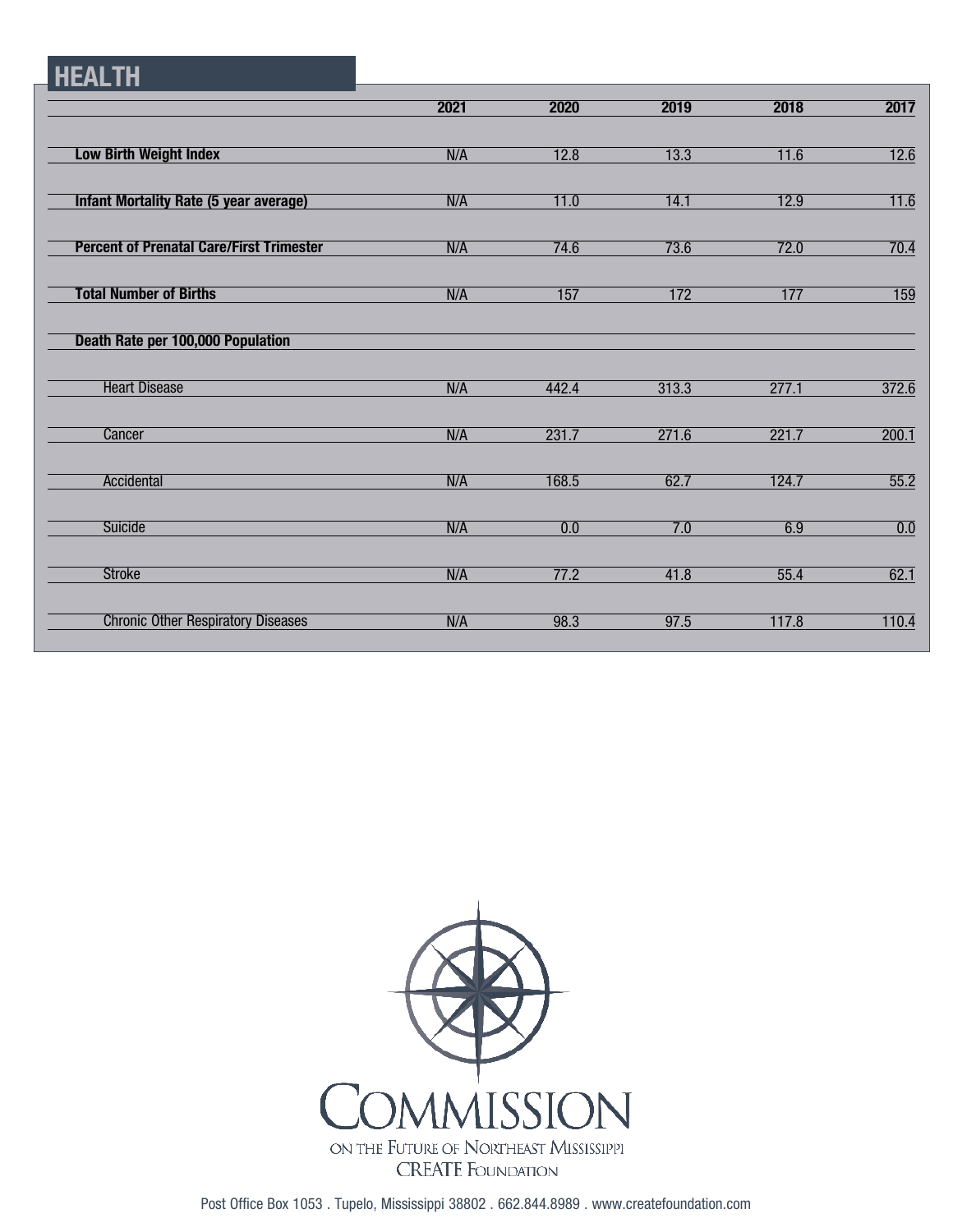## HEALTH

| | 2021 | 2020 | 2019 | 2018 | 2017 |
|---|---|---|---|---|---|
| **Low Birth Weight Index** | N/A | 12.8 | 13.3 | 11.6 | 12.6 |
| **Infant Mortality Rate (5 year average)** | N/A | 11.0 | 14.1 | 12.9 | 11.6 |
| **Percent of Prenatal Care/First Trimester** | N/A | 74.6 | 73.6 | 72.0 | 70.4 |
| **Total Number of Births** | N/A | 157 | 172 | 177 | 159 |
| **Death Rate per 100,000 Population** | | | | | |
| Heart Disease | N/A | 442.4 | 313.3 | 277.1 | 372.6 |
| Cancer | N/A | 231.7 | 271.6 | 221.7 | 200.1 |
| Accidental | N/A | 168.5 | 62.7 | 124.7 | 55.2 |
| Suicide | N/A | 0.0 | 7.0 | 6.9 | 0.0 |
| Stroke | N/A | 77.2 | 41.8 | 55.4 | 62.1 |
| Chronic Other Respiratory Diseases | N/A | 98.3 | 97.5 | 117.8 | 110.4 |

COMMISSION

ON THE FUTURE OF NORTHEAST MISSISSIPPI

CREATE FOUNDATION

Post Office Box 1053 . Tupelo, Mississippi 38802 . 662.844.8989 . www.createfoundation.com